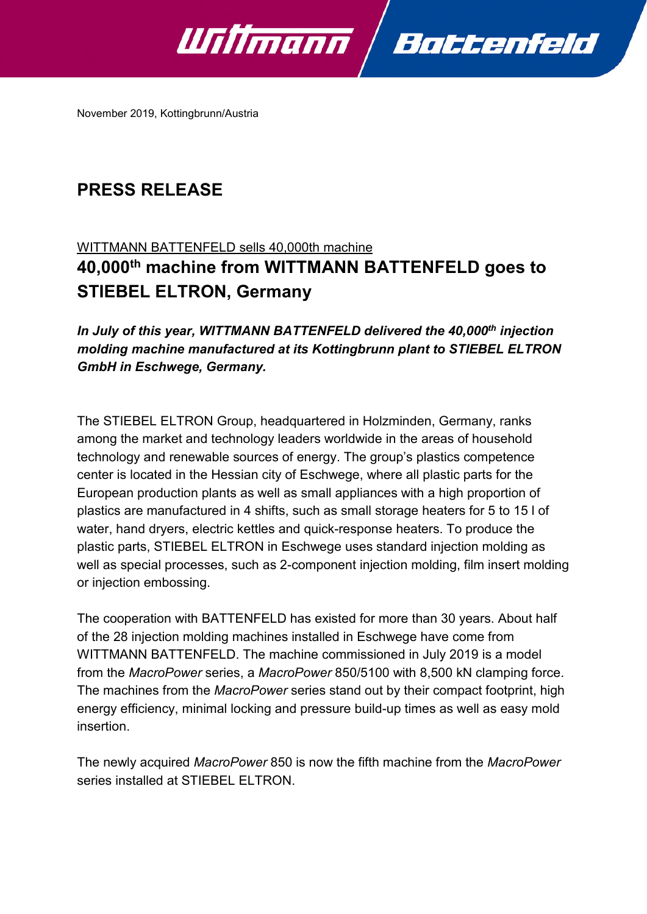November 2019, Kottingbrunn/Austria

# PRESS RELEASE

WITTMANN BATTENFELD sells 40,000th machine

## 40,000th machine from WITTMANN BATTENFELD goes to STIEBEL ELTRON, Germany

***In July of this year, WITTMANN BATTENFELD delivered the 40,000th injection molding machine manufactured at its Kottingbrunn plant to STIEBEL ELTRON GmbH in Eschwege, Germany.***

The STIEBEL ELTRON Group, headquartered in Holzminden, Germany, ranks among the market and technology leaders worldwide in the areas of household technology and renewable sources of energy. The group's plastics competence center is located in the Hessian city of Eschwege, where all plastic parts for the European production plants as well as small appliances with a high proportion of plastics are manufactured in 4 shifts, such as small storage heaters for 5 to 15 l of water, hand dryers, electric kettles and quick-response heaters. To produce the plastic parts, STIEBEL ELTRON in Eschwege uses standard injection molding as well as special processes, such as 2-component injection molding, film insert molding or injection embossing.

The cooperation with BATTENFELD has existed for more than 30 years. About half of the 28 injection molding machines installed in Eschwege have come from WITTMANN BATTENFELD. The machine commissioned in July 2019 is a model from the *MacroPower* series, a *MacroPower* 850/5100 with 8,500 kN clamping force. The machines from the *MacroPower* series stand out by their compact footprint, high energy efficiency, minimal locking and pressure build-up times as well as easy mold insertion.

The newly acquired *MacroPower* 850 is now the fifth machine from the *MacroPower* series installed at STIEBEL ELTRON.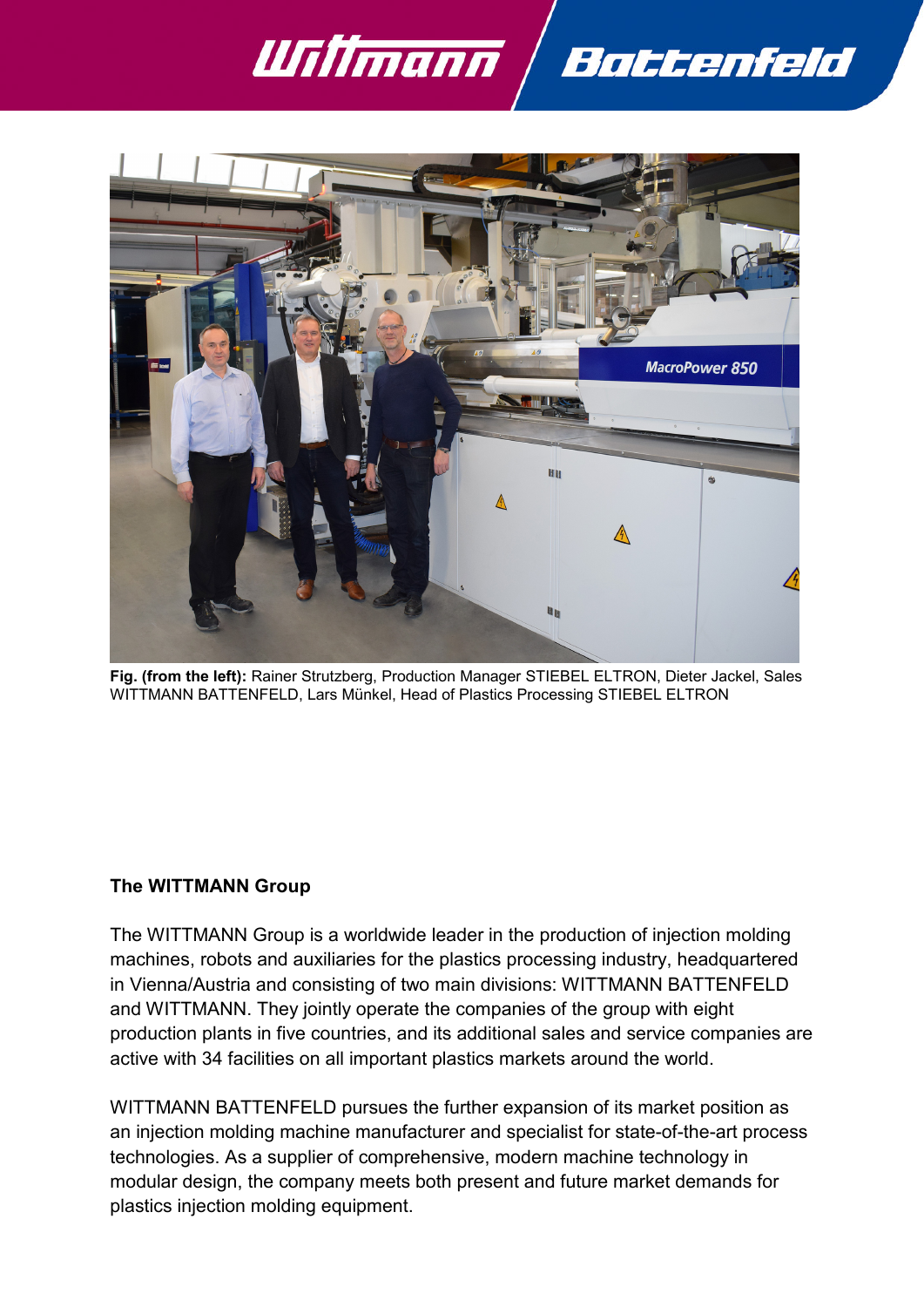**Fig. (from the left):** Rainer Strutzberg, Production Manager STIEBEL ELTRON, Dieter Jackel, Sales WITTMANN BATTENFELD, Lars Münkel, Head of Plastics Processing STIEBEL ELTRON

**The WITTMANN Group**

The WITTMANN Group is a worldwide leader in the production of injection molding machines, robots and auxiliaries for the plastics processing industry, headquartered in Vienna/Austria and consisting of two main divisions: WITTMANN BATTENFELD and WITTMANN. They jointly operate the companies of the group with eight production plants in five countries, and its additional sales and service companies are active with 34 facilities on all important plastics markets around the world.

WITTMANN BATTENFELD pursues the further expansion of its market position as an injection molding machine manufacturer and specialist for state-of-the-art process technologies. As a supplier of comprehensive, modern machine technology in modular design, the company meets both present and future market demands for plastics injection molding equipment.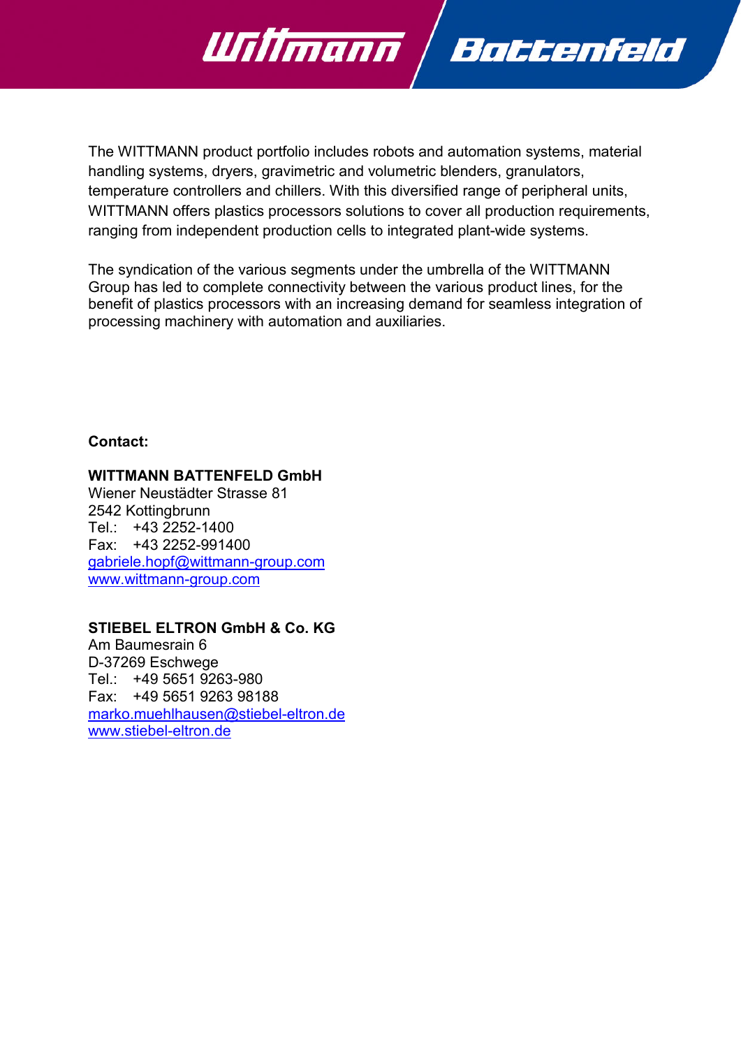The WITTMANN product portfolio includes robots and automation systems, material handling systems, dryers, gravimetric and volumetric blenders, granulators, temperature controllers and chillers. With this diversified range of peripheral units, WITTMANN offers plastics processors solutions to cover all production requirements, ranging from independent production cells to integrated plant-wide systems.

The syndication of the various segments under the umbrella of the WITTMANN Group has led to complete connectivity between the various product lines, for the benefit of plastics processors with an increasing demand for seamless integration of processing machinery with automation and auxiliaries.

**Contact:**

**WITTMANN BATTENFELD GmbH**
Wiener Neustädter Strasse 81
2542 Kottingbrunn
Tel.: +43 2252-1400
Fax: +43 2252-991400
gabriele.hopf@wittmann-group.com
www.wittmann-group.com

**STIEBEL ELTRON GmbH & Co. KG**
Am Baumesrain 6
D-37269 Eschwege
Tel.: +49 5651 9263-980
Fax: +49 5651 9263 98188
marko.muehlhausen@stiebel-eltron.de
www.stiebel-eltron.de